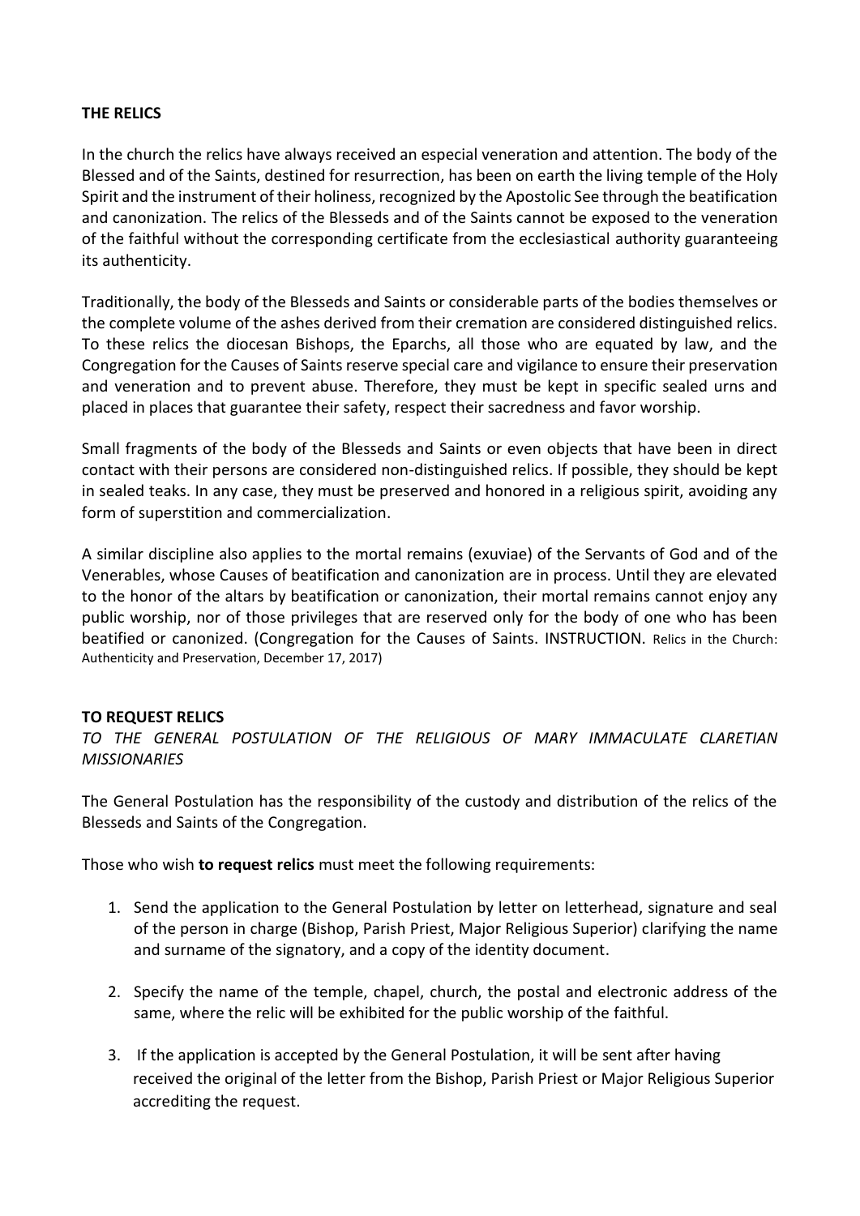## THE RELICS

In the church the relics have always received an especial veneration and attention. The body of the Blessed and of the Saints, destined for resurrection, has been on earth the living temple of the Holy Spirit and the instrument of their holiness, recognized by the Apostolic See through the beatification and canonization. The relics of the Blesseds and of the Saints cannot be exposed to the veneration of the faithful without the corresponding certificate from the ecclesiastical authority guaranteeing its authenticity.

Traditionally, the body of the Blesseds and Saints or considerable parts of the bodies themselves or the complete volume of the ashes derived from their cremation are considered distinguished relics. To these relics the diocesan Bishops, the Eparchs, all those who are equated by law, and the Congregation for the Causes of Saints reserve special care and vigilance to ensure their preservation and veneration and to prevent abuse. Therefore, they must be kept in specific sealed urns and placed in places that guarantee their safety, respect their sacredness and favor worship.

Small fragments of the body of the Blesseds and Saints or even objects that have been in direct contact with their persons are considered non-distinguished relics. If possible, they should be kept in sealed teaks. In any case, they must be preserved and honored in a religious spirit, avoiding any form of superstition and commercialization.

A similar discipline also applies to the mortal remains (exuviae) of the Servants of God and of the Venerables, whose Causes of beatification and canonization are in process. Until they are elevated to the honor of the altars by beatification or canonization, their mortal remains cannot enjoy any public worship, nor of those privileges that are reserved only for the body of one who has been beatified or canonized. (Congregation for the Causes of Saints. INSTRUCTION. Relics in the Church: Authenticity and Preservation, December 17, 2017)

## TO REQUEST RELICS

*TO THE GENERAL POSTULATION OF THE RELIGIOUS OF MARY IMMACULATE CLARETIAN MISSIONARIES*

The General Postulation has the responsibility of the custody and distribution of the relics of the Blesseds and Saints of the Congregation.

Those who wish **to request relics** must meet the following requirements:

1. Send the application to the General Postulation by letter on letterhead, signature and seal of the person in charge (Bishop, Parish Priest, Major Religious Superior) clarifying the name and surname of the signatory, and a copy of the identity document.
2. Specify the name of the temple, chapel, church, the postal and electronic address of the same, where the relic will be exhibited for the public worship of the faithful.
3. If the application is accepted by the General Postulation, it will be sent after having received the original of the letter from the Bishop, Parish Priest or Major Religious Superior accrediting the request.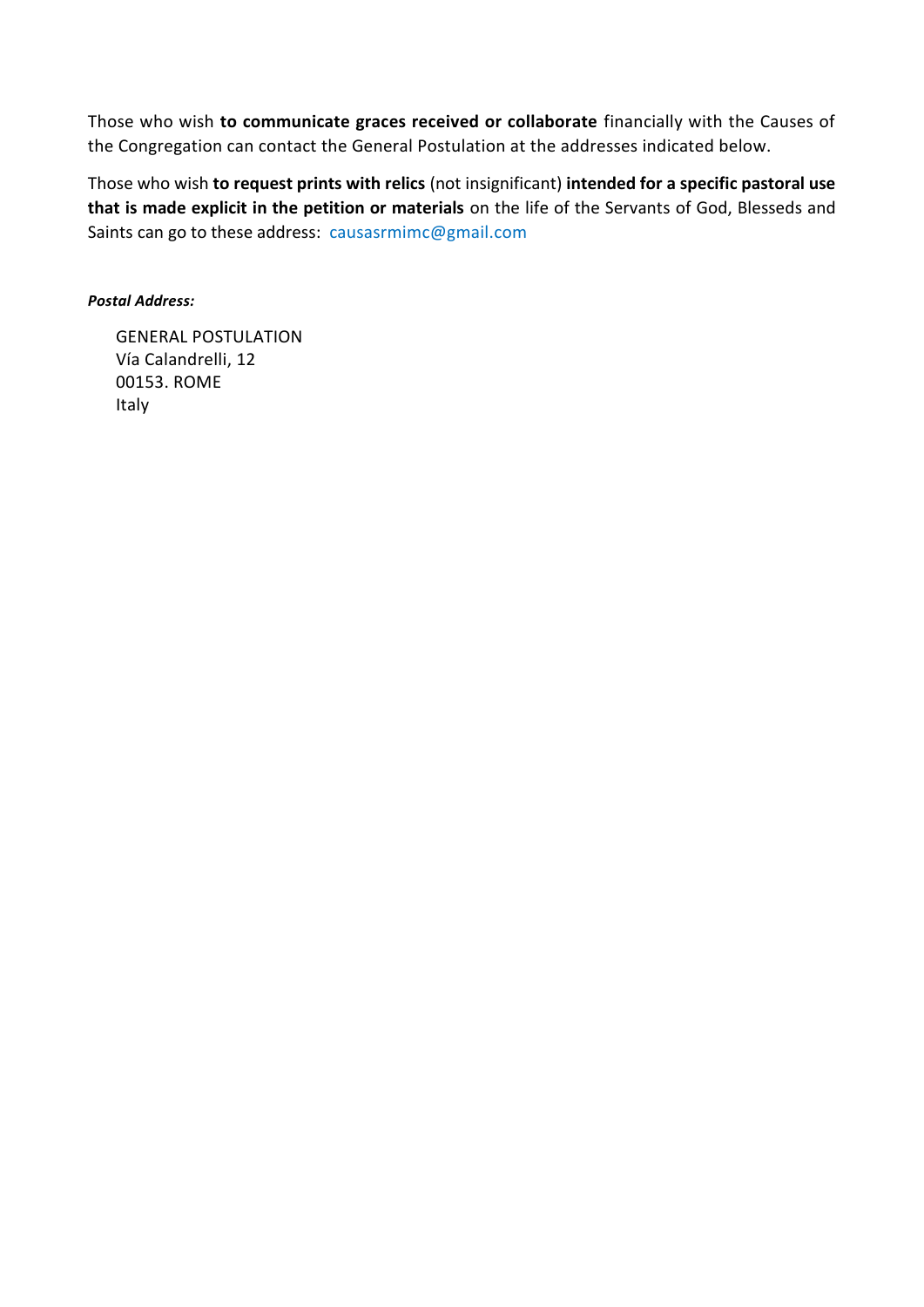Those who wish **to communicate graces received or collaborate** financially with the Causes of the Congregation can contact the General Postulation at the addresses indicated below.

Those who wish **to request prints with relics** (not insignificant) **intended for a specific pastoral use that is made explicit in the petition or materials** on the life of the Servants of God, Blesseds and Saints can go to these address: causasrmimc@gmail.com

***Postal Address:***

GENERAL POSTULATION
Vía Calandrelli, 12
00153. ROME
Italy